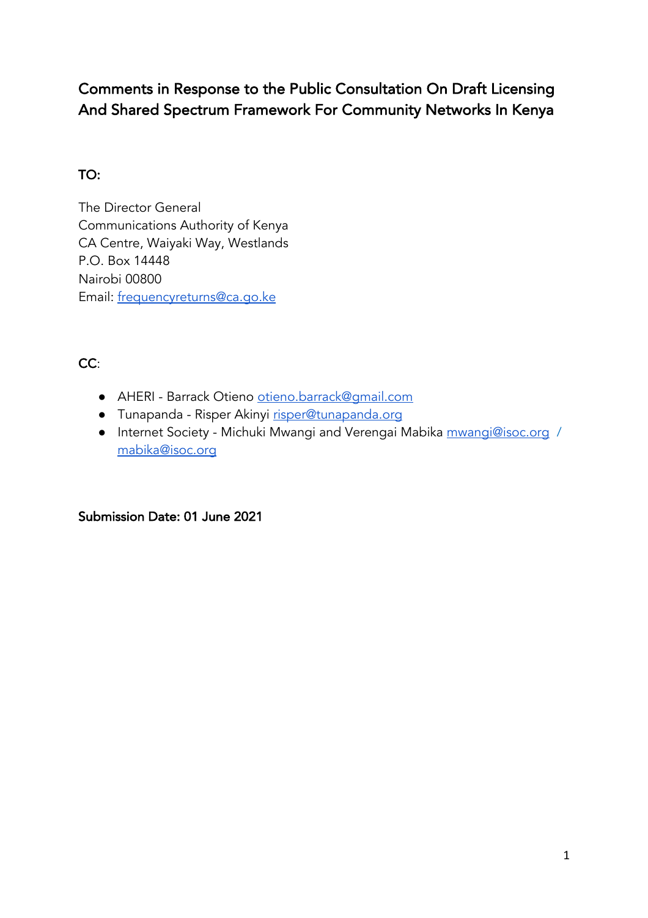# Comments in Response to the Public Consultation On Draft Licensing And Shared Spectrum Framework For Community Networks In Kenya

## TO:

The Director General
Communications Authority of Kenya
CA Centre, Waiyaki Way, Westlands
P.O. Box 14448
Nairobi 00800
Email: frequencyreturns@ca.go.ke

## CC:

- AHERI - Barrack Otieno otieno.barrack@gmail.com
- Tunapanda - Risper Akinyi risper@tunapanda.org
- Internet Society - Michuki Mwangi and Verengai Mabika mwangi@isoc.org / mabika@isoc.org

**Submission Date: 01 June 2021**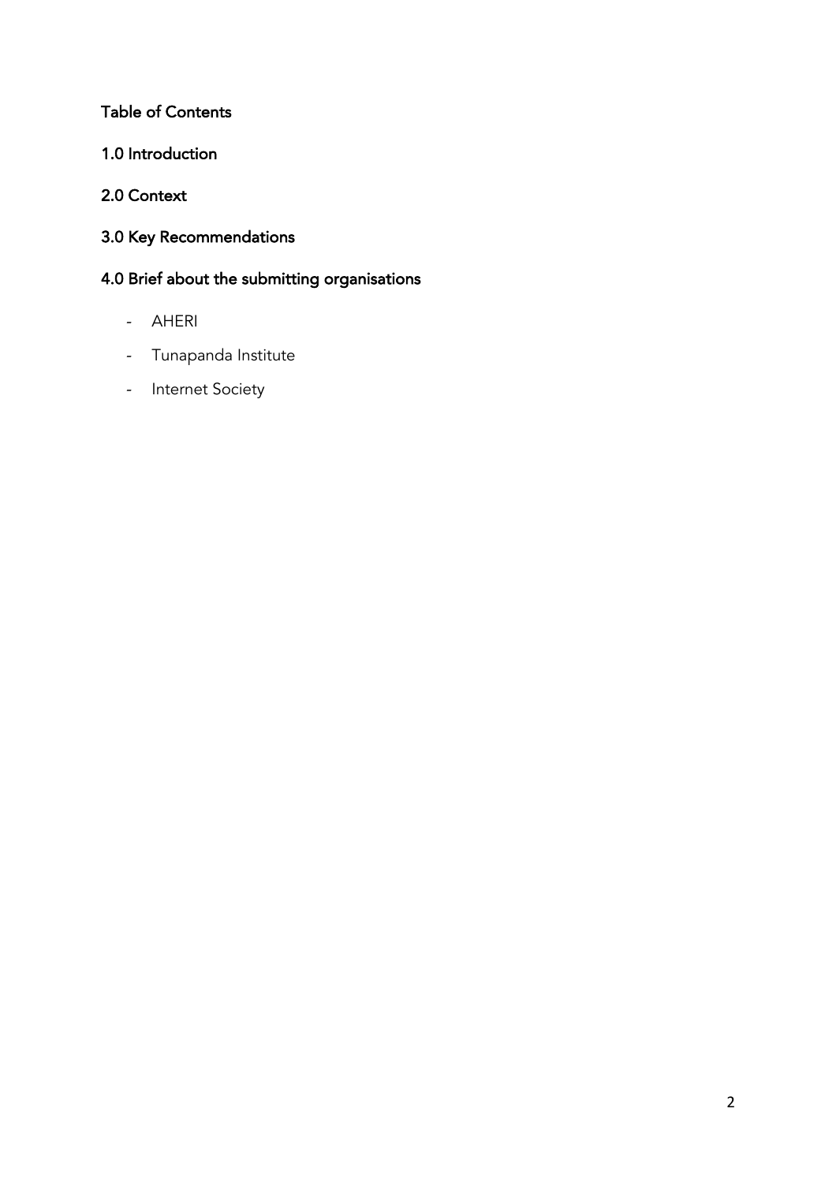## Table of Contents

### 1.0 Introduction

### 2.0 Context

### 3.0 Key Recommendations

### 4.0 Brief about the submitting organisations

- AHERI
- Tunapanda Institute
- Internet Society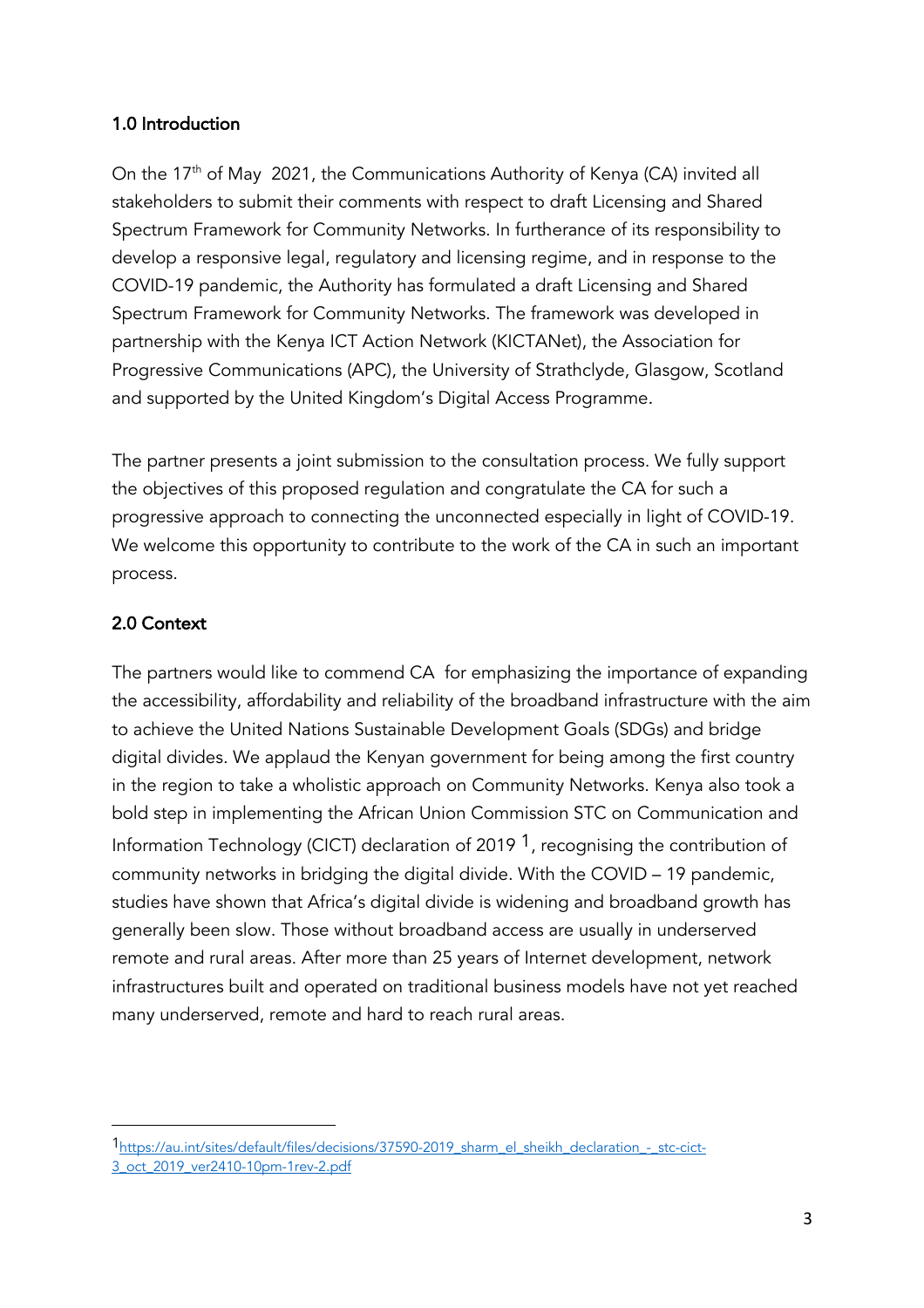## 1.0 Introduction

On the 17th of May 2021, the Communications Authority of Kenya (CA) invited all stakeholders to submit their comments with respect to draft Licensing and Shared Spectrum Framework for Community Networks. In furtherance of its responsibility to develop a responsive legal, regulatory and licensing regime, and in response to the COVID-19 pandemic, the Authority has formulated a draft Licensing and Shared Spectrum Framework for Community Networks. The framework was developed in partnership with the Kenya ICT Action Network (KICTANet), the Association for Progressive Communications (APC), the University of Strathclyde, Glasgow, Scotland and supported by the United Kingdom's Digital Access Programme.

The partner presents a joint submission to the consultation process. We fully support the objectives of this proposed regulation and congratulate the CA for such a progressive approach to connecting the unconnected especially in light of COVID-19. We welcome this opportunity to contribute to the work of the CA in such an important process.

## 2.0 Context

The partners would like to commend CA for emphasizing the importance of expanding the accessibility, affordability and reliability of the broadband infrastructure with the aim to achieve the United Nations Sustainable Development Goals (SDGs) and bridge digital divides. We applaud the Kenyan government for being among the first country in the region to take a wholistic approach on Community Networks. Kenya also took a bold step in implementing the African Union Commission STC on Communication and Information Technology (CICT) declaration of 2019 [1], recognising the contribution of community networks in bridging the digital divide. With the COVID – 19 pandemic, studies have shown that Africa's digital divide is widening and broadband growth has generally been slow. Those without broadband access are usually in underserved remote and rural areas. After more than 25 years of Internet development, network infrastructures built and operated on traditional business models have not yet reached many underserved, remote and hard to reach rural areas.

---

[1] https://au.int/sites/default/files/decisions/37590-2019_sharm_el_sheikh_declaration_-_stc-cict-3_oct_2019_ver2410-10pm-1rev-2.pdf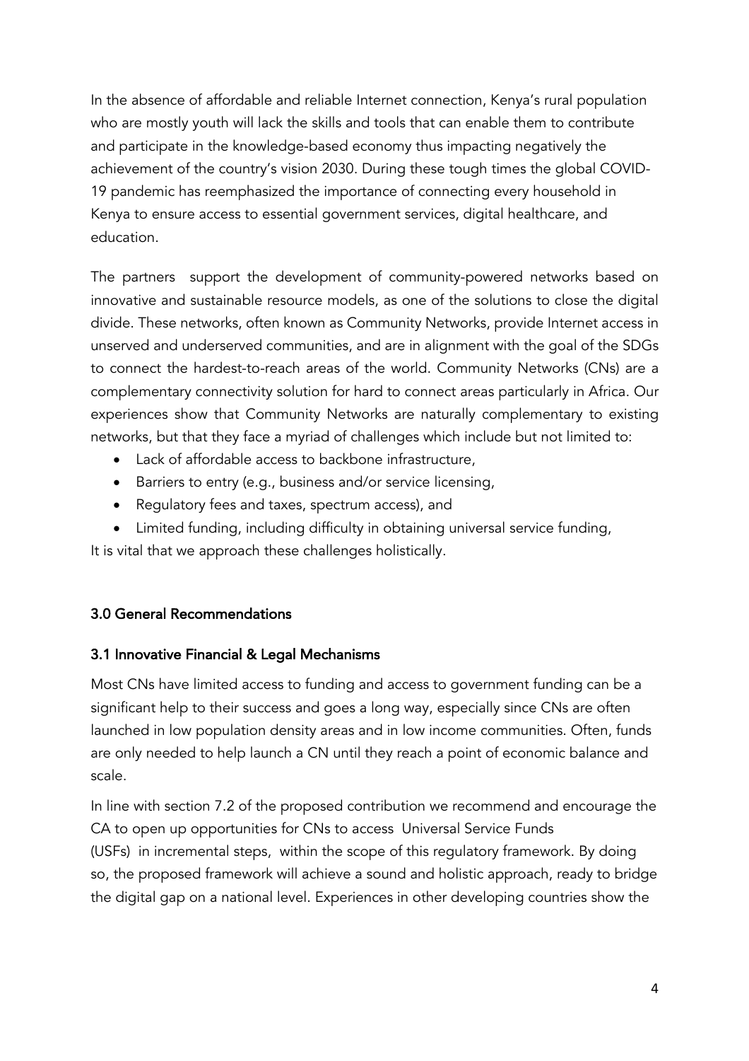In the absence of affordable and reliable Internet connection, Kenya's rural population who are mostly youth will lack the skills and tools that can enable them to contribute and participate in the knowledge-based economy thus impacting negatively the achievement of the country's vision 2030. During these tough times the global COVID-19 pandemic has reemphasized the importance of connecting every household in Kenya to ensure access to essential government services, digital healthcare, and education.

The partners support the development of community-powered networks based on innovative and sustainable resource models, as one of the solutions to close the digital divide. These networks, often known as Community Networks, provide Internet access in unserved and underserved communities, and are in alignment with the goal of the SDGs to connect the hardest-to-reach areas of the world. Community Networks (CNs) are a complementary connectivity solution for hard to connect areas particularly in Africa. Our experiences show that Community Networks are naturally complementary to existing networks, but that they face a myriad of challenges which include but not limited to:

- Lack of affordable access to backbone infrastructure,
- Barriers to entry (e.g., business and/or service licensing,
- Regulatory fees and taxes, spectrum access), and
- Limited funding, including difficulty in obtaining universal service funding,

It is vital that we approach these challenges holistically.

## 3.0 General Recommendations

### 3.1 Innovative Financial & Legal Mechanisms

Most CNs have limited access to funding and access to government funding can be a significant help to their success and goes a long way, especially since CNs are often launched in low population density areas and in low income communities. Often, funds are only needed to help launch a CN until they reach a point of economic balance and scale.

In line with section 7.2 of the proposed contribution we recommend and encourage the CA to open up opportunities for CNs to access Universal Service Funds (USFs) in incremental steps, within the scope of this regulatory framework. By doing so, the proposed framework will achieve a sound and holistic approach, ready to bridge the digital gap on a national level. Experiences in other developing countries show the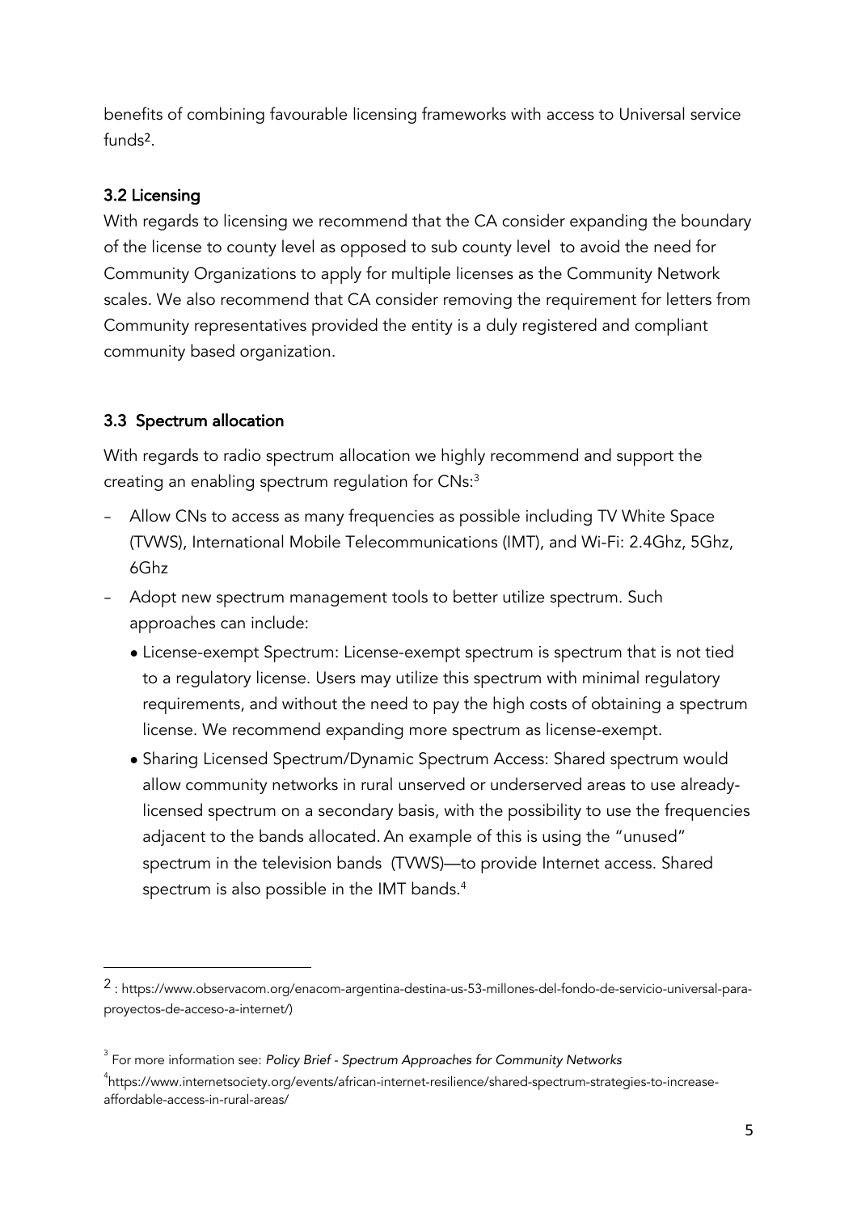benefits of combining favourable licensing frameworks with access to Universal service funds[2].

### 3.2 Licensing

With regards to licensing we recommend that the CA consider expanding the boundary of the license to county level as opposed to sub county level to avoid the need for Community Organizations to apply for multiple licenses as the Community Network scales. We also recommend that CA consider removing the requirement for letters from Community representatives provided the entity is a duly registered and compliant community based organization.

### 3.3 Spectrum allocation

With regards to radio spectrum allocation we highly recommend and support the creating an enabling spectrum regulation for CNs:[3]

- Allow CNs to access as many frequencies as possible including TV White Space (TVWS), International Mobile Telecommunications (IMT), and Wi-Fi: 2.4Ghz, 5Ghz, 6Ghz
- Adopt new spectrum management tools to better utilize spectrum. Such approaches can include:
  - License-exempt Spectrum: License-exempt spectrum is spectrum that is not tied to a regulatory license. Users may utilize this spectrum with minimal regulatory requirements, and without the need to pay the high costs of obtaining a spectrum license. We recommend expanding more spectrum as license-exempt.
  - Sharing Licensed Spectrum/Dynamic Spectrum Access: Shared spectrum would allow community networks in rural unserved or underserved areas to use already-licensed spectrum on a secondary basis, with the possibility to use the frequencies adjacent to the bands allocated. An example of this is using the "unused" spectrum in the television bands (TVWS)—to provide Internet access. Shared spectrum is also possible in the IMT bands.[4]

---

[2] : https://www.observacom.org/enacom-argentina-destina-us-53-millones-del-fondo-de-servicio-universal-para-proyectos-de-acceso-a-internet/)

[3] For more information see: *Policy Brief - Spectrum Approaches for Community Networks*

[4] https://www.internetsociety.org/events/african-internet-resilience/shared-spectrum-strategies-to-increase-affordable-access-in-rural-areas/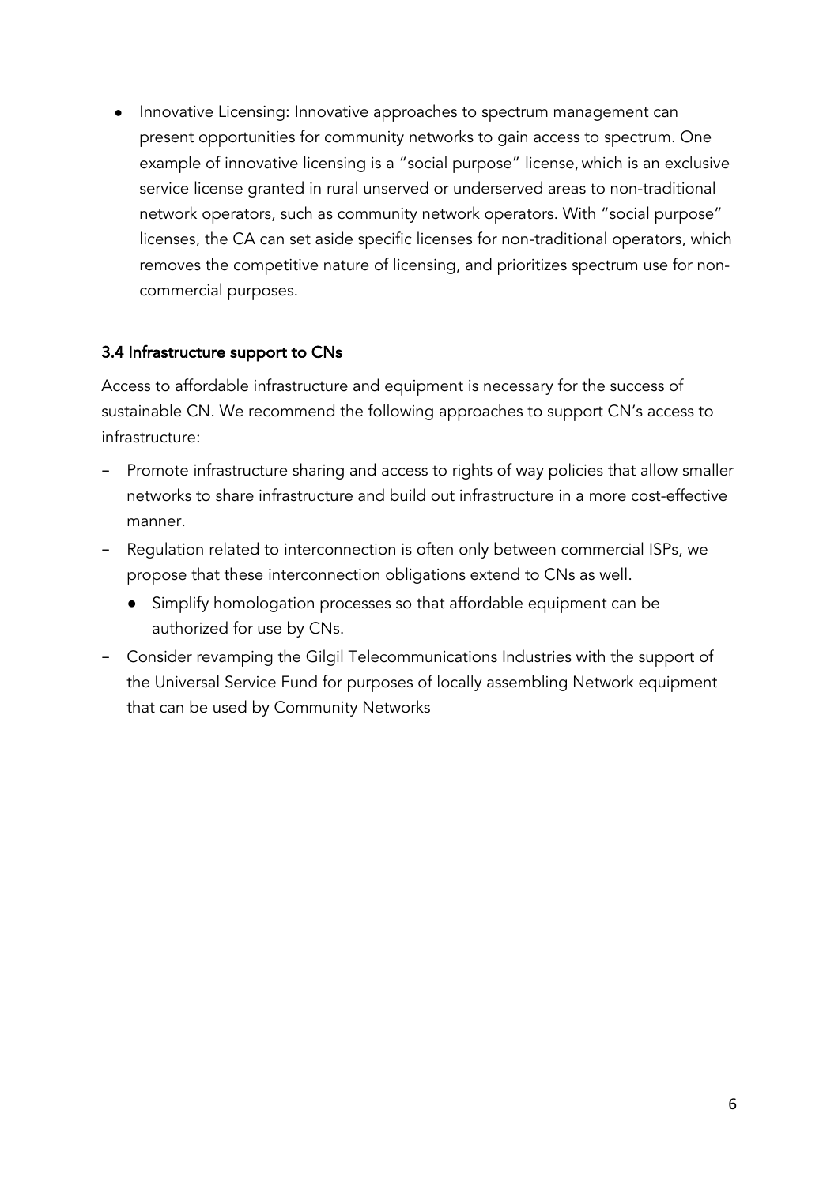- Innovative Licensing: Innovative approaches to spectrum management can present opportunities for community networks to gain access to spectrum. One example of innovative licensing is a "social purpose" license, which is an exclusive service license granted in rural unserved or underserved areas to non-traditional network operators, such as community network operators. With "social purpose" licenses, the CA can set aside specific licenses for non-traditional operators, which removes the competitive nature of licensing, and prioritizes spectrum use for non-commercial purposes.

### 3.4 Infrastructure support to CNs

Access to affordable infrastructure and equipment is necessary for the success of sustainable CN. We recommend the following approaches to support CN's access to infrastructure:

- Promote infrastructure sharing and access to rights of way policies that allow smaller networks to share infrastructure and build out infrastructure in a more cost-effective manner.
- Regulation related to interconnection is often only between commercial ISPs, we propose that these interconnection obligations extend to CNs as well.
  - Simplify homologation processes so that affordable equipment can be authorized for use by CNs.
- Consider revamping the Gilgil Telecommunications Industries with the support of the Universal Service Fund for purposes of locally assembling Network equipment that can be used by Community Networks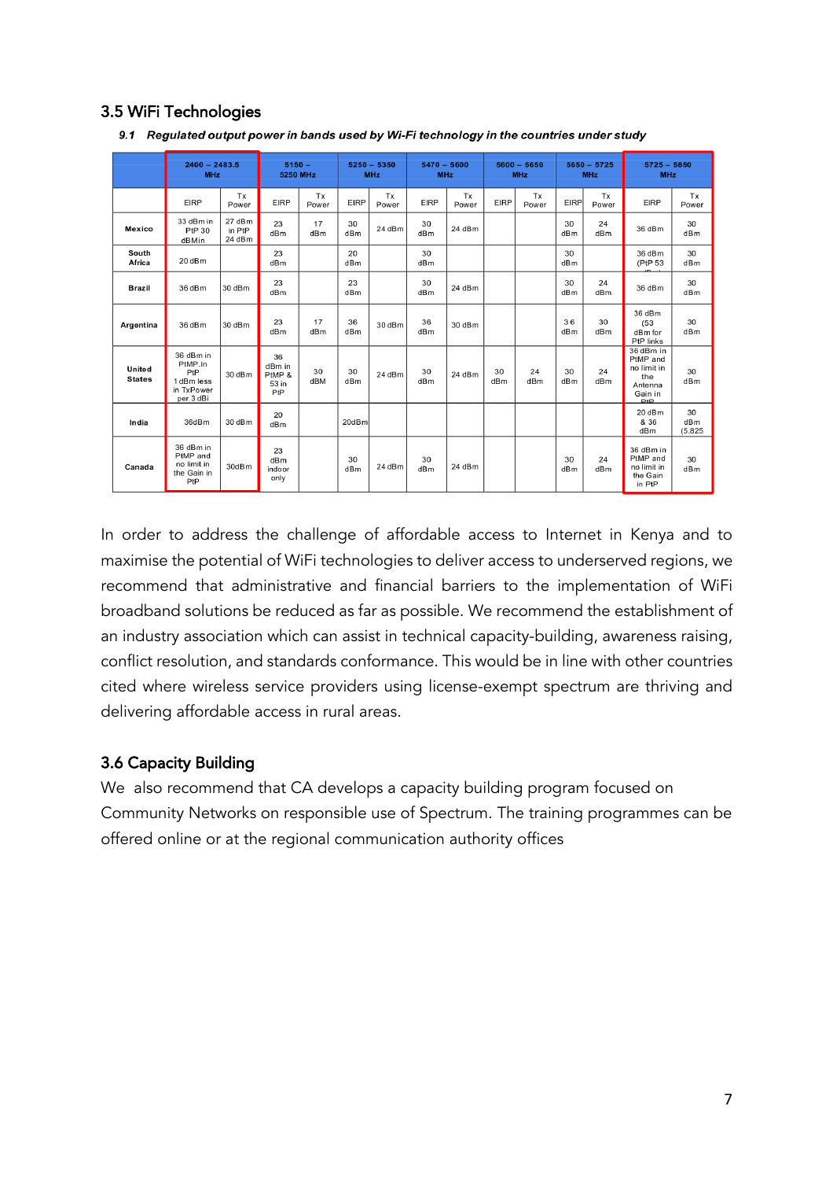## 3.5 WiFi Technologies

***9.1 Regulated output power in bands used by Wi-Fi technology in the countries under study***

| | 2400 – 2483.5 MHz | | 5150 – 5250 MHz | | 5250 – 5350 MHz | | 5470 – 5600 MHz | | 5600 – 5650 MHz | | 5650 – 5725 MHz | | 5725 – 5850 MHz | |
|---|---|---|---|---|---|---|---|---|---|---|---|---|---|---|
| | EIRP | Tx Power | EIRP | Tx Power | EIRP | Tx Power | EIRP | Tx Power | EIRP | Tx Power | EIRP | Tx Power | EIRP | Tx Power |
| Mexico | 33 dBm in PtP 30 dBMin | 27 dBm in PtP 24 dBm | 23 dBm | 17 dBm | 30 dBm | 24 dBm | 30 dBm | 24 dBm | | | 30 dBm | 24 dBm | 36 dBm | 30 dBm |
| South Africa | 20 dBm | | 23 dBm | | 20 dBm | | 30 dBm | | | | 30 dBm | | 36 dBm (PtP 53 | 30 dBm |
| Brazil | 36 dBm | 30 dBm | 23 dBm | | 23 dBm | | 30 dBm | 24 dBm | | | 30 dBm | 24 dBm | 36 dBm | 30 dBm |
| Argentina | 36 dBm | 30 dBm | 23 dBm | 17 dBm | 36 dBm | 30 dBm | 36 dBm | 30 dBm | | | 36 dBm | 30 dBm | 36 dBm (53 dBm for PtP links | 30 dBm |
| United States | 36 dBm in PtMP. In PtP 1 dBm less in TxPower per 3 dBi | 30 dBm | 36 dBm in PtMP & 53 in PtP | 30 dBM | 30 dBm | 24 dBm | 30 dBm | 24 dBm | 30 dBm | 24 dBm | 30 dBm | 24 dBm | 36 dBm in PtMP and no limit in the Antenna Gain in PtP | 30 dBm |
| India | 36dBm | 30 dBm | 20 dBm | | 20dBm | | | | | | | | 20 dBm & 36 dBm | 30 dBm (5.825 |
| Canada | 36 dBm in PtMP and no limit in the Gain in PtP | 30dBm | 23 dBm indoor only | | 30 dBm | 24 dBm | 30 dBm | 24 dBm | | | 30 dBm | 24 dBm | 36 dBm in PtMP and no limit in the Gain in PtP | 30 dBm |

In order to address the challenge of affordable access to Internet in Kenya and to maximise the potential of WiFi technologies to deliver access to underserved regions, we recommend that administrative and financial barriers to the implementation of WiFi broadband solutions be reduced as far as possible. We recommend the establishment of an industry association which can assist in technical capacity-building, awareness raising, conflict resolution, and standards conformance. This would be in line with other countries cited where wireless service providers using license-exempt spectrum are thriving and delivering affordable access in rural areas.

## 3.6 Capacity Building

We also recommend that CA develops a capacity building program focused on Community Networks on responsible use of Spectrum. The training programmes can be offered online or at the regional communication authority offices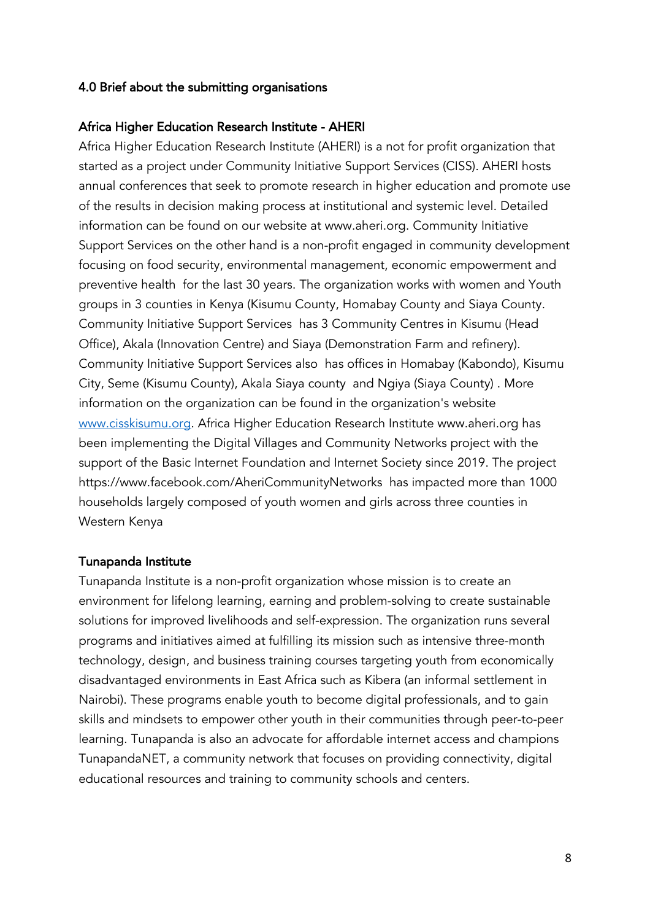## 4.0 Brief about the submitting organisations

### Africa Higher Education Research Institute - AHERI

Africa Higher Education Research Institute (AHERI) is a not for profit organization that started as a project under Community Initiative Support Services (CISS). AHERI hosts annual conferences that seek to promote research in higher education and promote use of the results in decision making process at institutional and systemic level. Detailed information can be found on our website at www.aheri.org. Community Initiative Support Services on the other hand is a non-profit engaged in community development focusing on food security, environmental management, economic empowerment and preventive health for the last 30 years. The organization works with women and Youth groups in 3 counties in Kenya (Kisumu County, Homabay County and Siaya County. Community Initiative Support Services has 3 Community Centres in Kisumu (Head Office), Akala (Innovation Centre) and Siaya (Demonstration Farm and refinery). Community Initiative Support Services also has offices in Homabay (Kabondo), Kisumu City, Seme (Kisumu County), Akala Siaya county and Ngiya (Siaya County) . More information on the organization can be found in the organization's website [www.cisskisumu.org](http://www.cisskisumu.org). Africa Higher Education Research Institute www.aheri.org has been implementing the Digital Villages and Community Networks project with the support of the Basic Internet Foundation and Internet Society since 2019. The project https://www.facebook.com/AheriCommunityNetworks has impacted more than 1000 households largely composed of youth women and girls across three counties in Western Kenya

### Tunapanda Institute

Tunapanda Institute is a non-profit organization whose mission is to create an environment for lifelong learning, earning and problem-solving to create sustainable solutions for improved livelihoods and self-expression. The organization runs several programs and initiatives aimed at fulfilling its mission such as intensive three-month technology, design, and business training courses targeting youth from economically disadvantaged environments in East Africa such as Kibera (an informal settlement in Nairobi). These programs enable youth to become digital professionals, and to gain skills and mindsets to empower other youth in their communities through peer-to-peer learning. Tunapanda is also an advocate for affordable internet access and champions TunapandaNET, a community network that focuses on providing connectivity, digital educational resources and training to community schools and centers.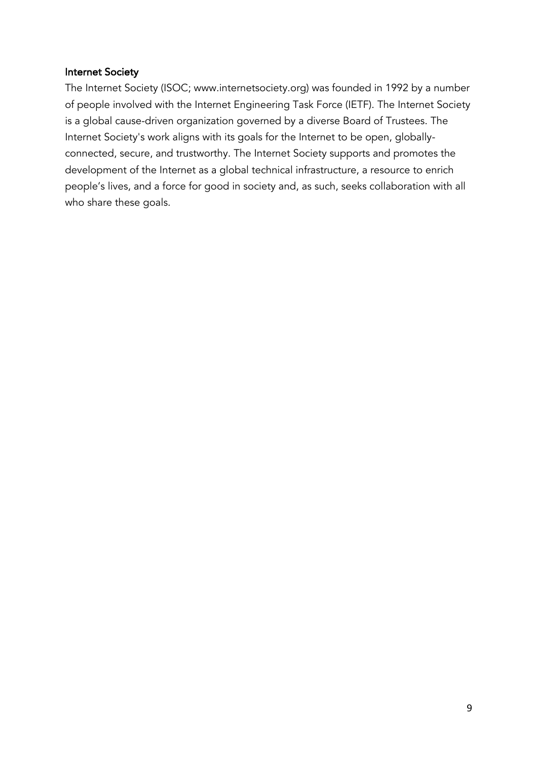### Internet Society

The Internet Society (ISOC; www.internetsociety.org) was founded in 1992 by a number of people involved with the Internet Engineering Task Force (IETF). The Internet Society is a global cause-driven organization governed by a diverse Board of Trustees. The Internet Society's work aligns with its goals for the Internet to be open, globally-connected, secure, and trustworthy. The Internet Society supports and promotes the development of the Internet as a global technical infrastructure, a resource to enrich people's lives, and a force for good in society and, as such, seeks collaboration with all who share these goals.